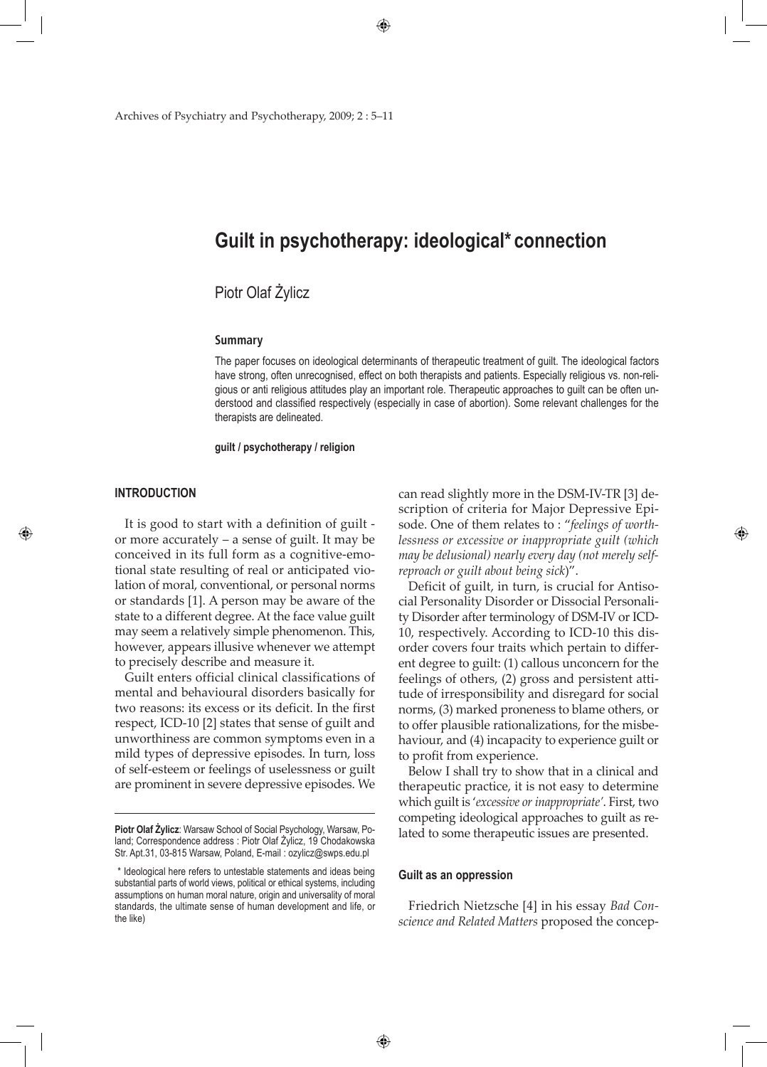# Guilt in psychotherapy: ideological* connection

Piotr Olaf Żylicz

### Summary

The paper focuses on ideological determinants of therapeutic treatment of guilt. The ideological factors have strong, often unrecognised, effect on both therapists and patients. Especially religious vs. non-religious or anti religious attitudes play an important role. Therapeutic approaches to guilt can be often understood and classified respectively (especially in case of abortion). Some relevant challenges for the therapists are delineated.

**guilt / psychotherapy / religion**

## INTRODUCTION

It is good to start with a definition of guilt - or more accurately – a sense of guilt. It may be conceived in its full form as a cognitive-emotional state resulting of real or anticipated violation of moral, conventional, or personal norms or standards [1]. A person may be aware of the state to a different degree. At the face value guilt may seem a relatively simple phenomenon. This, however, appears illusive whenever we attempt to precisely describe and measure it.

Guilt enters official clinical classifications of mental and behavioural disorders basically for two reasons: its excess or its deficit. In the first respect, ICD-10 [2] states that sense of guilt and unworthiness are common symptoms even in a mild types of depressive episodes. In turn, loss of self-esteem or feelings of uselessness or guilt are prominent in severe depressive episodes. We can read slightly more in the DSM-IV-TR [3] description of criteria for Major Depressive Episode. One of them relates to : "*feelings of worthlessness or excessive or inappropriate guilt (which may be delusional) nearly every day (not merely self-reproach or guilt about being sick*)".

Deficit of guilt, in turn, is crucial for Antisocial Personality Disorder or Dissocial Personality Disorder after terminology of DSM-IV or ICD-10, respectively. According to ICD-10 this disorder covers four traits which pertain to different degree to guilt: (1) callous unconcern for the feelings of others, (2) gross and persistent attitude of irresponsibility and disregard for social norms, (3) marked proneness to blame others, or to offer plausible rationalizations, for the misbehaviour, and (4) incapacity to experience guilt or to profit from experience.

Below I shall try to show that in a clinical and therapeutic practice, it is not easy to determine which guilt is '*excessive or inappropriate*'. First, two competing ideological approaches to guilt as related to some therapeutic issues are presented.

### Guilt as an oppression

Friedrich Nietzsche [4] in his essay *Bad Conscience and Related Matters* proposed the concep-

---

**Piotr Olaf Żylicz**: Warsaw School of Social Psychology, Warsaw, Poland; Correspondence address : Piotr Olaf Żylicz, 19 Chodakowska Str. Apt.31, 03-815 Warsaw, Poland, E-mail : ozylicz@swps.edu.pl

\* Ideological here refers to untestable statements and ideas being substantial parts of world views, political or ethical systems, including assumptions on human moral nature, origin and universality of moral standards, the ultimate sense of human development and life, or the like)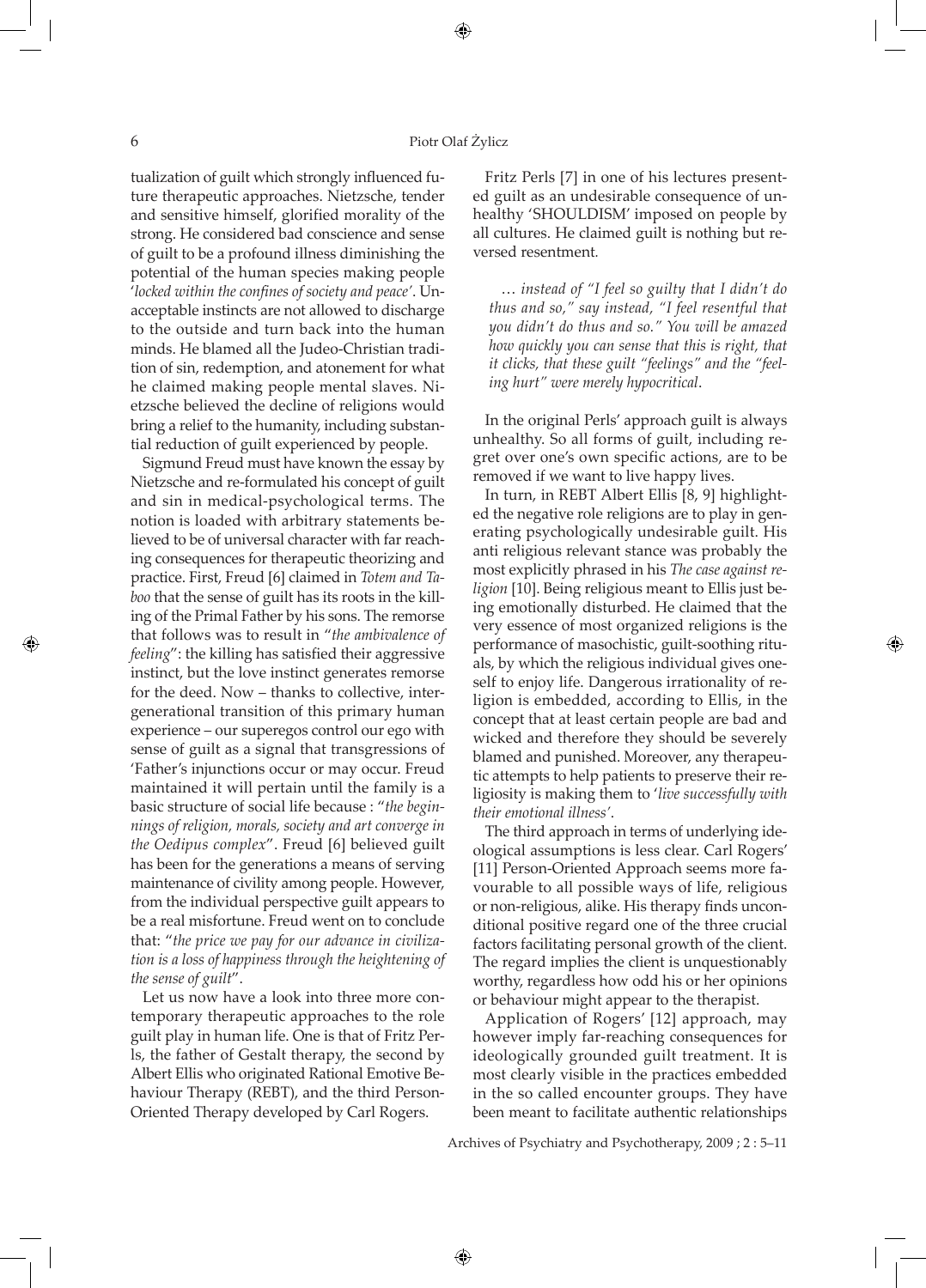tualization of guilt which strongly influenced future therapeutic approaches. Nietzsche, tender and sensitive himself, glorified morality of the strong. He considered bad conscience and sense of guilt to be a profound illness diminishing the potential of the human species making people '*locked within the confines of society and peace*'. Unacceptable instincts are not allowed to discharge to the outside and turn back into the human minds. He blamed all the Judeo-Christian tradition of sin, redemption, and atonement for what he claimed making people mental slaves. Nietzsche believed the decline of religions would bring a relief to the humanity, including substantial reduction of guilt experienced by people.

Sigmund Freud must have known the essay by Nietzsche and re-formulated his concept of guilt and sin in medical-psychological terms. The notion is loaded with arbitrary statements believed to be of universal character with far reaching consequences for therapeutic theorizing and practice. First, Freud [6] claimed in *Totem and Taboo* that the sense of guilt has its roots in the killing of the Primal Father by his sons. The remorse that follows was to result in "*the ambivalence of feeling*": the killing has satisfied their aggressive instinct, but the love instinct generates remorse for the deed. Now – thanks to collective, intergenerational transition of this primary human experience – our superegos control our ego with sense of guilt as a signal that transgressions of 'Father's injunctions occur or may occur. Freud maintained it will pertain until the family is a basic structure of social life because : "*the beginnings of religion, morals, society and art converge in the Oedipus complex*". Freud [6] believed guilt has been for the generations a means of serving maintenance of civility among people. However, from the individual perspective guilt appears to be a real misfortune. Freud went on to conclude that: "*the price we pay for our advance in civilization is a loss of happiness through the heightening of the sense of guilt*".

Let us now have a look into three more contemporary therapeutic approaches to the role guilt play in human life. One is that of Fritz Perls, the father of Gestalt therapy, the second by Albert Ellis who originated Rational Emotive Behaviour Therapy (REBT), and the third Person-Oriented Therapy developed by Carl Rogers.

Fritz Perls [7] in one of his lectures presented guilt as an undesirable consequence of unhealthy 'SHOULDISM' imposed on people by all cultures. He claimed guilt is nothing but reversed resentment.

> *… instead of "I feel so guilty that I didn't do thus and so," say instead, "I feel resentful that you didn't do thus and so." You will be amazed how quickly you can sense that this is right, that it clicks, that these guilt "feelings" and the "feeling hurt" were merely hypocritical.*

In the original Perls' approach guilt is always unhealthy. So all forms of guilt, including regret over one's own specific actions, are to be removed if we want to live happy lives.

In turn, in REBT Albert Ellis [8, 9] highlighted the negative role religions are to play in generating psychologically undesirable guilt. His anti religious relevant stance was probably the most explicitly phrased in his *The case against religion* [10]. Being religious meant to Ellis just being emotionally disturbed. He claimed that the very essence of most organized religions is the performance of masochistic, guilt-soothing rituals, by which the religious individual gives oneself to enjoy life. Dangerous irrationality of religion is embedded, according to Ellis, in the concept that at least certain people are bad and wicked and therefore they should be severely blamed and punished. Moreover, any therapeutic attempts to help patients to preserve their religiosity is making them to '*live successfully with their emotional illness'*.

The third approach in terms of underlying ideological assumptions is less clear. Carl Rogers' [11] Person-Oriented Approach seems more favourable to all possible ways of life, religious or non-religious, alike. His therapy finds unconditional positive regard one of the three crucial factors facilitating personal growth of the client. The regard implies the client is unquestionably worthy, regardless how odd his or her opinions or behaviour might appear to the therapist.

Application of Rogers' [12] approach, may however imply far-reaching consequences for ideologically grounded guilt treatment. It is most clearly visible in the practices embedded in the so called encounter groups. They have been meant to facilitate authentic relationships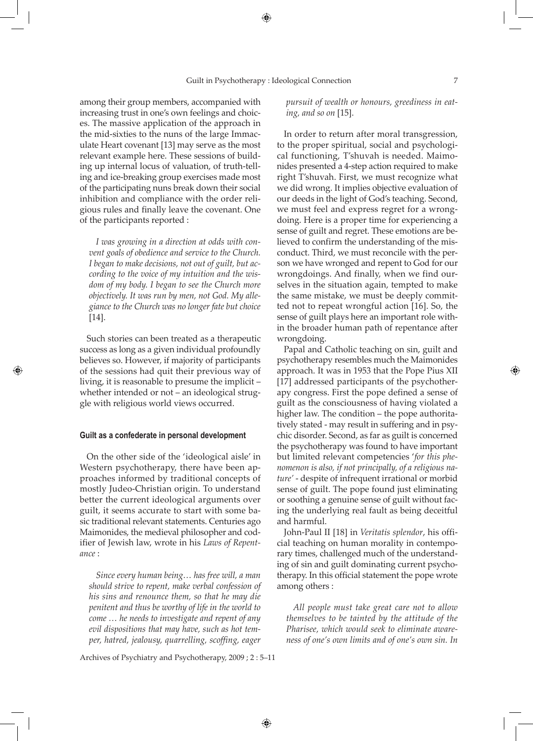among their group members, accompanied with increasing trust in one's own feelings and choices. The massive application of the approach in the mid-sixties to the nuns of the large Immaculate Heart covenant [13] may serve as the most relevant example here. These sessions of building up internal locus of valuation, of truth-telling and ice-breaking group exercises made most of the participating nuns break down their social inhibition and compliance with the order religious rules and finally leave the covenant. One of the participants reported :

> *I was growing in a direction at odds with convent goals of obedience and service to the Church. I began to make decisions, not out of guilt, but according to the voice of my intuition and the wisdom of my body. I began to see the Church more objectively. It was run by men, not God. My allegiance to the Church was no longer fate but choice* [14].

Such stories can been treated as a therapeutic success as long as a given individual profoundly believes so. However, if majority of participants of the sessions had quit their previous way of living, it is reasonable to presume the implicit – whether intended or not – an ideological struggle with religious world views occurred.

#### Guilt as a confederate in personal development

On the other side of the 'ideological aisle' in Western psychotherapy, there have been approaches informed by traditional concepts of mostly Judeo-Christian origin. To understand better the current ideological arguments over guilt, it seems accurate to start with some basic traditional relevant statements. Centuries ago Maimonides, the medieval philosopher and codifier of Jewish law, wrote in his *Laws of Repentance* :

> *Since every human being… has free will, a man should strive to repent, make verbal confession of his sins and renounce them, so that he may die penitent and thus be worthy of life in the world to come … he needs to investigate and repent of any evil dispositions that may have, such as hot temper, hatred, jealousy, quarrelling, scoffing, eager pursuit of wealth or honours, greediness in eating, and so on* [15].

In order to return after moral transgression, to the proper spiritual, social and psychological functioning, T'shuvah is needed. Maimonides presented a 4-step action required to make right T'shuvah. First, we must recognize what we did wrong. It implies objective evaluation of our deeds in the light of God's teaching. Second, we must feel and express regret for a wrongdoing. Here is a proper time for experiencing a sense of guilt and regret. These emotions are believed to confirm the understanding of the misconduct. Third, we must reconcile with the person we have wronged and repent to God for our wrongdoings. And finally, when we find ourselves in the situation again, tempted to make the same mistake, we must be deeply committed not to repeat wrongful action [16]. So, the sense of guilt plays here an important role within the broader human path of repentance after wrongdoing.

Papal and Catholic teaching on sin, guilt and psychotherapy resembles much the Maimonides approach. It was in 1953 that the Pope Pius XII [17] addressed participants of the psychotherapy congress. First the pope defined a sense of guilt as the consciousness of having violated a higher law. The condition – the pope authoritatively stated - may result in suffering and in psychic disorder. Second, as far as guilt is concerned the psychotherapy was found to have important but limited relevant competencies '*for this phenomenon is also, if not principally, of a religious nature'* - despite of infrequent irrational or morbid sense of guilt. The pope found just eliminating or soothing a genuine sense of guilt without facing the underlying real fault as being deceitful and harmful.

John-Paul II [18] in *Veritatis splendor*, his official teaching on human morality in contemporary times, challenged much of the understanding of sin and guilt dominating current psychotherapy. In this official statement the pope wrote among others :

> *All people must take great care not to allow themselves to be tainted by the attitude of the Pharisee, which would seek to eliminate awareness of one's own limits and of one's own sin. In*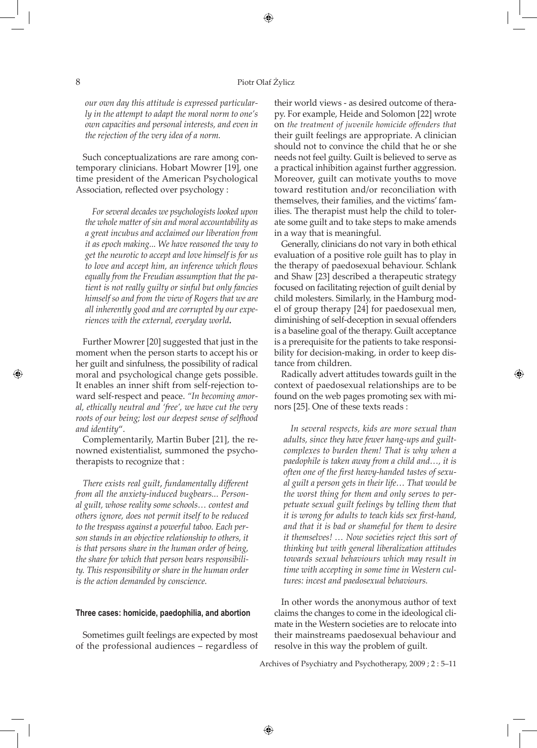*our own day this attitude is expressed particularly in the attempt to adapt the moral norm to one's own capacities and personal interests, and even in the rejection of the very idea of a norm.*

Such conceptualizations are rare among contemporary clinicians. Hobart Mowrer [19], one time president of the American Psychological Association, reflected over psychology :

> *For several decades we psychologists looked upon the whole matter of sin and moral accountability as a great incubus and acclaimed our liberation from it as epoch making... We have reasoned the way to get the neurotic to accept and love himself is for us to love and accept him, an inference which flows equally from the Freudian assumption that the patient is not really guilty or sinful but only fancies himself so and from the view of Rogers that we are all inherently good and are corrupted by our experiences with the external, everyday world.*

Further Mowrer [20] suggested that just in the moment when the person starts to accept his or her guilt and sinfulness, the possibility of radical moral and psychological change gets possible. It enables an inner shift from self-rejection toward self-respect and peace. *"In becoming amoral, ethically neutral and 'free', we have cut the very roots of our being; lost our deepest sense of selfhood and identity"*.

Complementarily, Martin Buber [21], the renowned existentialist, summoned the psychotherapists to recognize that :

> *There exists real guilt, fundamentally different from all the anxiety-induced bugbears... Personal guilt, whose reality some schools… contest and others ignore, does not permit itself to be reduced to the trespass against a powerful taboo. Each person stands in an objective relationship to others, it is that persons share in the human order of being, the share for which that person bears responsibility. This responsibility or share in the human order is the action demanded by conscience.*

#### Three cases: homicide, paedophilia, and abortion

Sometimes guilt feelings are expected by most of the professional audiences – regardless of their world views - as desired outcome of therapy. For example, Heide and Solomon [22] wrote on *the treatment of juvenile homicide offenders that* their guilt feelings are appropriate. A clinician should not to convince the child that he or she needs not feel guilty. Guilt is believed to serve as a practical inhibition against further aggression. Moreover, guilt can motivate youths to move toward restitution and/or reconciliation with themselves, their families, and the victims' families. The therapist must help the child to tolerate some guilt and to take steps to make amends in a way that is meaningful.

Generally, clinicians do not vary in both ethical evaluation of a positive role guilt has to play in the therapy of paedosexual behaviour. Schlank and Shaw [23] described a therapeutic strategy focused on facilitating rejection of guilt denial by child molesters. Similarly, in the Hamburg model of group therapy [24] for paedosexual men, diminishing of self-deception in sexual offenders is a baseline goal of the therapy. Guilt acceptance is a prerequisite for the patients to take responsibility for decision-making, in order to keep distance from children.

Radically advert attitudes towards guilt in the context of paedosexual relationships are to be found on the web pages promoting sex with minors [25]. One of these texts reads :

> *In several respects, kids are more sexual than adults, since they have fewer hang-ups and guilt-complexes to burden them! That is why when a paedophile is taken away from a child and…, it is often one of the first heavy-handed tastes of sexual guilt a person gets in their life… That would be the worst thing for them and only serves to perpetuate sexual guilt feelings by telling them that it is wrong for adults to teach kids sex first-hand, and that it is bad or shameful for them to desire it themselves! … Now societies reject this sort of thinking but with general liberalization attitudes towards sexual behaviours which may result in time with accepting in some time in Western cultures: incest and paedosexual behaviours.*

In other words the anonymous author of text claims the changes to come in the ideological climate in the Western societies are to relocate into their mainstreams paedosexual behaviour and resolve in this way the problem of guilt.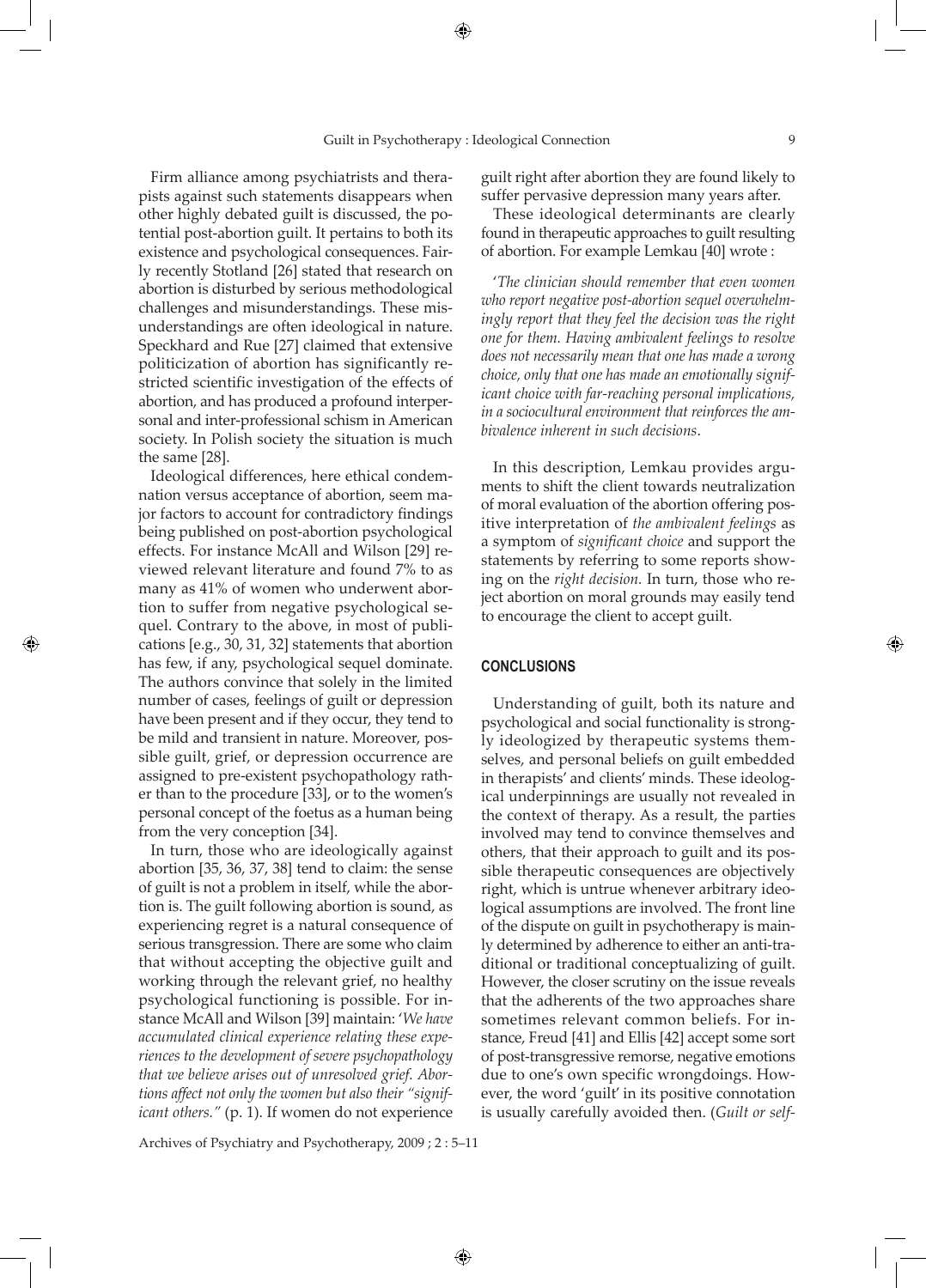Firm alliance among psychiatrists and therapists against such statements disappears when other highly debated guilt is discussed, the potential post-abortion guilt. It pertains to both its existence and psychological consequences. Fairly recently Stotland [26] stated that research on abortion is disturbed by serious methodological challenges and misunderstandings. These misunderstandings are often ideological in nature. Speckhard and Rue [27] claimed that extensive politicization of abortion has significantly restricted scientific investigation of the effects of abortion, and has produced a profound interpersonal and inter-professional schism in American society. In Polish society the situation is much the same [28].

Ideological differences, here ethical condemnation versus acceptance of abortion, seem major factors to account for contradictory findings being published on post-abortion psychological effects. For instance McAll and Wilson [29] reviewed relevant literature and found 7% to as many as 41% of women who underwent abortion to suffer from negative psychological sequel. Contrary to the above, in most of publications [e.g., 30, 31, 32] statements that abortion has few, if any, psychological sequel dominate. The authors convince that solely in the limited number of cases, feelings of guilt or depression have been present and if they occur, they tend to be mild and transient in nature. Moreover, possible guilt, grief, or depression occurrence are assigned to pre-existent psychopathology rather than to the procedure [33], or to the women's personal concept of the foetus as a human being from the very conception [34].

In turn, those who are ideologically against abortion [35, 36, 37, 38] tend to claim: the sense of guilt is not a problem in itself, while the abortion is. The guilt following abortion is sound, as experiencing regret is a natural consequence of serious transgression. There are some who claim that without accepting the objective guilt and working through the relevant grief, no healthy psychological functioning is possible. For instance McAll and Wilson [39] maintain: '*We have accumulated clinical experience relating these experiences to the development of severe psychopathology that we believe arises out of unresolved grief. Abortions affect not only the women but also their "significant others."* (p. 1). If women do not experience guilt right after abortion they are found likely to suffer pervasive depression many years after.

These ideological determinants are clearly found in therapeutic approaches to guilt resulting of abortion. For example Lemkau [40] wrote :

> '*The clinician should remember that even women who report negative post-abortion sequel overwhelmingly report that they feel the decision was the right one for them. Having ambivalent feelings to resolve does not necessarily mean that one has made a wrong choice, only that one has made an emotionally significant choice with far-reaching personal implications, in a sociocultural environment that reinforces the ambivalence inherent in such decisions*.

In this description, Lemkau provides arguments to shift the client towards neutralization of moral evaluation of the abortion offering positive interpretation of *the ambivalent feelings* as a symptom of *significant choice* and support the statements by referring to some reports showing on the *right decision.* In turn, those who reject abortion on moral grounds may easily tend to encourage the client to accept guilt.

## CONCLUSIONS

Understanding of guilt, both its nature and psychological and social functionality is strongly ideologized by therapeutic systems themselves, and personal beliefs on guilt embedded in therapists' and clients' minds. These ideological underpinnings are usually not revealed in the context of therapy. As a result, the parties involved may tend to convince themselves and others, that their approach to guilt and its possible therapeutic consequences are objectively right, which is untrue whenever arbitrary ideological assumptions are involved. The front line of the dispute on guilt in psychotherapy is mainly determined by adherence to either an anti-traditional or traditional conceptualizing of guilt. However, the closer scrutiny on the issue reveals that the adherents of the two approaches share sometimes relevant common beliefs. For instance, Freud [41] and Ellis [42] accept some sort of post-transgressive remorse, negative emotions due to one's own specific wrongdoings. However, the word 'guilt' in its positive connotation is usually carefully avoided then. (*Guilt or self-*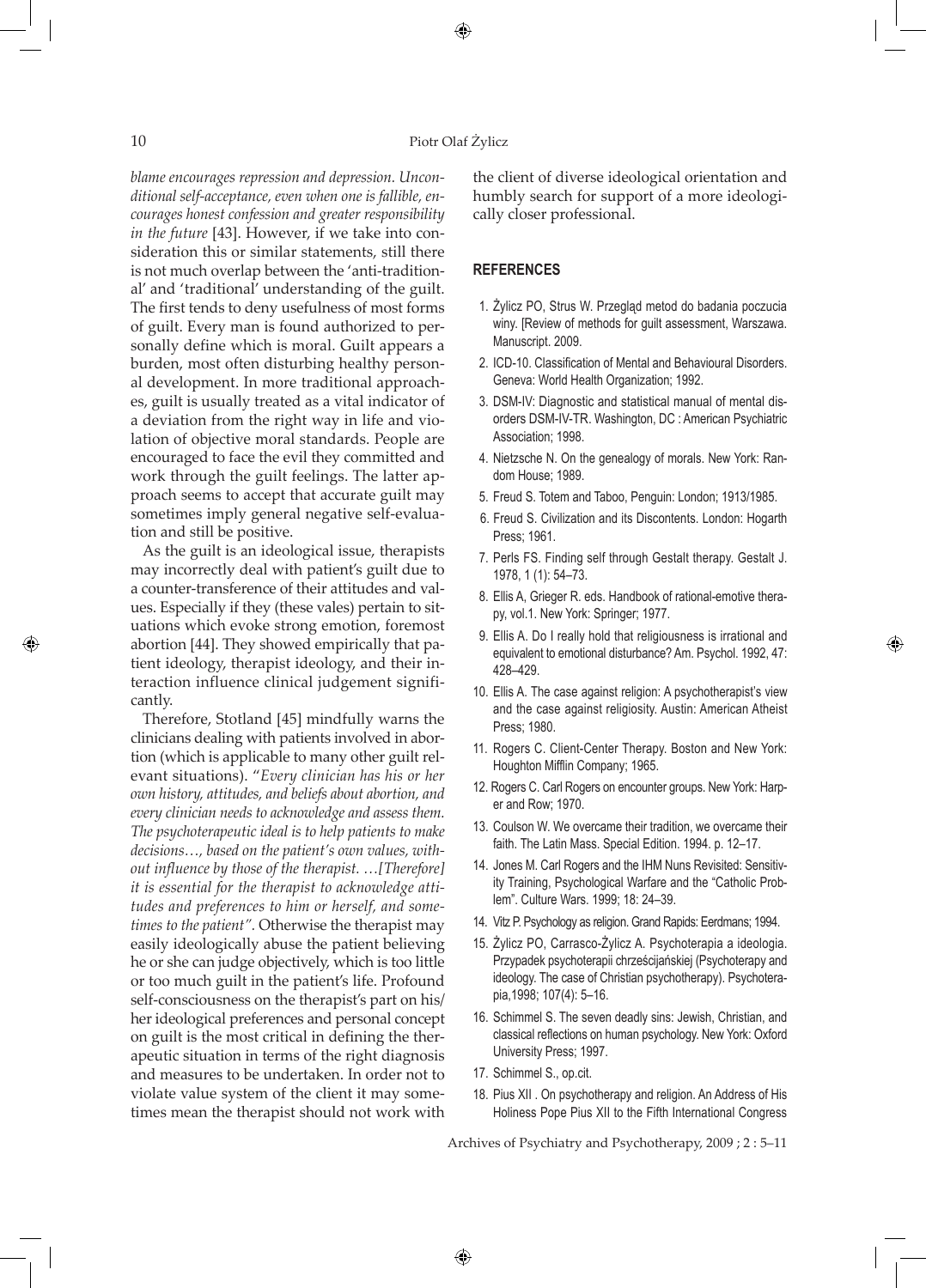*blame encourages repression and depression. Unconditional self-acceptance, even when one is fallible, encourages honest confession and greater responsibility in the future* [43]. However, if we take into consideration this or similar statements, still there is not much overlap between the 'anti-traditional' and 'traditional' understanding of the guilt. The first tends to deny usefulness of most forms of guilt. Every man is found authorized to personally define which is moral. Guilt appears a burden, most often disturbing healthy personal development. In more traditional approaches, guilt is usually treated as a vital indicator of a deviation from the right way in life and violation of objective moral standards. People are encouraged to face the evil they committed and work through the guilt feelings. The latter approach seems to accept that accurate guilt may sometimes imply general negative self-evaluation and still be positive.

As the guilt is an ideological issue, therapists may incorrectly deal with patient's guilt due to a counter-transference of their attitudes and values. Especially if they (these vales) pertain to situations which evoke strong emotion, foremost abortion [44]. They showed empirically that patient ideology, therapist ideology, and their interaction influence clinical judgement significantly.

Therefore, Stotland [45] mindfully warns the clinicians dealing with patients involved in abortion (which is applicable to many other guilt relevant situations). "*Every clinician has his or her own history, attitudes, and beliefs about abortion, and every clinician needs to acknowledge and assess them. The psychoterapeutic ideal is to help patients to make decisions…, based on the patient's own values, without influence by those of the therapist. …[Therefore] it is essential for the therapist to acknowledge attitudes and preferences to him or herself, and sometimes to the patient"*. Otherwise the therapist may easily ideologically abuse the patient believing he or she can judge objectively, which is too little or too much guilt in the patient's life. Profound self-consciousness on the therapist's part on his/her ideological preferences and personal concept on guilt is the most critical in defining the therapeutic situation in terms of the right diagnosis and measures to be undertaken. In order not to violate value system of the client it may sometimes mean the therapist should not work with the client of diverse ideological orientation and humbly search for support of a more ideologically closer professional.

## REFERENCES

1. Żylicz PO, Strus W. Przegląd metod do badania poczucia winy. [Review of methods for guilt assessment, Warszawa. Manuscript. 2009.
2. ICD-10. Classification of Mental and Behavioural Disorders. Geneva: World Health Organization; 1992.
3. DSM-IV: Diagnostic and statistical manual of mental disorders DSM-IV-TR. Washington, DC : American Psychiatric Association; 1998.
4. Nietzsche N. On the genealogy of morals. New York: Random House; 1989.
5. Freud S. Totem and Taboo, Penguin: London; 1913/1985.
6. Freud S. Civilization and its Discontents. London: Hogarth Press; 1961.
7. Perls FS. Finding self through Gestalt therapy. Gestalt J. 1978, 1 (1): 54–73.
8. Ellis A, Grieger R. eds. Handbook of rational-emotive therapy, vol.1. New York: Springer; 1977.
9. Ellis A. Do I really hold that religiousness is irrational and equivalent to emotional disturbance? Am. Psychol. 1992, 47: 428–429.
10. Ellis A. The case against religion: A psychotherapist's view and the case against religiosity. Austin: American Atheist Press; 1980.
11. Rogers C. Client-Center Therapy. Boston and New York: Houghton Mifflin Company; 1965.
12. Rogers C. Carl Rogers on encounter groups. New York: Harper and Row; 1970.
13. Coulson W. We overcame their tradition, we overcame their faith. The Latin Mass. Special Edition. 1994. p. 12–17.
14. Jones M. Carl Rogers and the IHM Nuns Revisited: Sensitivity Training, Psychological Warfare and the "Catholic Problem". Culture Wars. 1999; 18: 24–39.
14. Vitz P. Psychology as religion. Grand Rapids: Eerdmans; 1994.
15. Żylicz PO, Carrasco-Żylicz A. Psychoterapia a ideologia. Przypadek psychoterapii chrześcijańskiej (Psychoterapy and ideology. The case of Christian psychotherapy). Psychoterapia,1998; 107(4): 5–16.
16. Schimmel S. The seven deadly sins: Jewish, Christian, and classical reflections on human psychology. New York: Oxford University Press; 1997.
17. Schimmel S., op.cit.
18. Pius XII . On psychotherapy and religion. An Address of His Holiness Pope Pius XII to the Fifth International Congress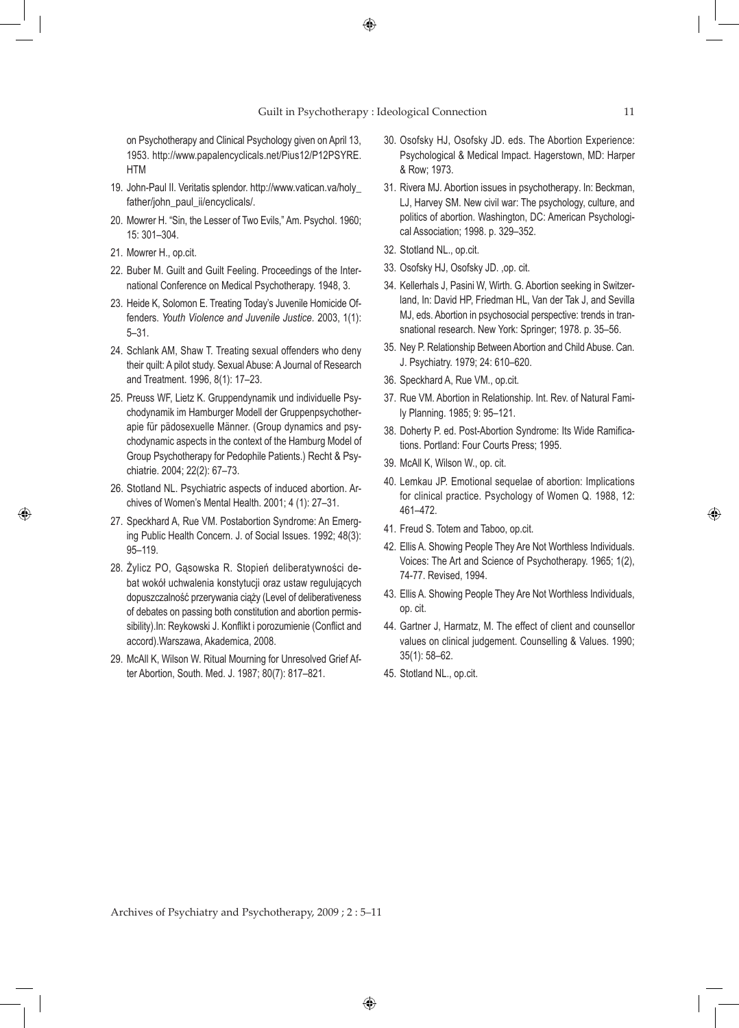on Psychotherapy and Clinical Psychology given on April 13, 1953. http://www.papalencyclicals.net/Pius12/P12PSYRE.HTM

19. John-Paul II. Veritatis splendor. http://www.vatican.va/holy_father/john_paul_ii/encyclicals/.
20. Mowrer H. "Sin, the Lesser of Two Evils," Am. Psychol. 1960; 15: 301–304.
21. Mowrer H., op.cit.
22. Buber M. Guilt and Guilt Feeling. Proceedings of the International Conference on Medical Psychotherapy. 1948, 3.
23. Heide K, Solomon E. Treating Today's Juvenile Homicide Offenders. *Youth Violence and Juvenile Justice*. 2003, 1(1): 5–31.
24. Schlank AM, Shaw T. Treating sexual offenders who deny their quilt: A pilot study. Sexual Abuse: A Journal of Research and Treatment. 1996, 8(1): 17–23.
25. Preuss WF, Lietz K. Gruppendynamik und individuelle Psychodynamik im Hamburger Modell der Gruppenpsychotherapie für pädosexuelle Männer. (Group dynamics and psychodynamic aspects in the context of the Hamburg Model of Group Psychotherapy for Pedophile Patients.) Recht & Psychiatrie. 2004; 22(2): 67–73.
26. Stotland NL. Psychiatric aspects of induced abortion. Archives of Women's Mental Health. 2001; 4 (1): 27–31.
27. Speckhard A, Rue VM. Postabortion Syndrome: An Emerging Public Health Concern. J. of Social Issues. 1992; 48(3): 95–119.
28. Żylicz PO, Gąsowska R. Stopień deliberatywności debat wokół uchwalenia konstytucji oraz ustaw regulujących dopuszczalność przerywania ciąży (Level of deliberativeness of debates on passing both constitution and abortion permissibility).In: Reykowski J. Konflikt i porozumienie (Conflict and accord).Warszawa, Akademica, 2008.
29. McAll K, Wilson W. Ritual Mourning for Unresolved Grief After Abortion, South. Med. J. 1987; 80(7): 817–821.
30. Osofsky HJ, Osofsky JD. eds. The Abortion Experience: Psychological & Medical Impact. Hagerstown, MD: Harper & Row; 1973.
31. Rivera MJ. Abortion issues in psychotherapy. In: Beckman, LJ, Harvey SM. New civil war: The psychology, culture, and politics of abortion. Washington, DC: American Psychological Association; 1998. p. 329–352.
32. Stotland NL., op.cit.
33. Osofsky HJ, Osofsky JD. ,op. cit.
34. Kellerhals J, Pasini W, Wirth. G. Abortion seeking in Switzerland, In: David HP, Friedman HL, Van der Tak J, and Sevilla MJ, eds. Abortion in psychosocial perspective: trends in transnational research. New York: Springer; 1978. p. 35–56.
35. Ney P. Relationship Between Abortion and Child Abuse. Can. J. Psychiatry. 1979; 24: 610–620.
36. Speckhard A, Rue VM., op.cit.
37. Rue VM. Abortion in Relationship. Int. Rev. of Natural Family Planning. 1985; 9: 95–121.
38. Doherty P. ed. Post-Abortion Syndrome: Its Wide Ramifications. Portland: Four Courts Press; 1995.
39. McAll K, Wilson W., op. cit.
40. Lemkau JP. Emotional sequelae of abortion: Implications for clinical practice. Psychology of Women Q. 1988, 12: 461–472.
41. Freud S. Totem and Taboo, op.cit.
42. Ellis A. Showing People They Are Not Worthless Individuals. Voices: The Art and Science of Psychotherapy. 1965; 1(2), 74-77. Revised, 1994.
43. Ellis A. Showing People They Are Not Worthless Individuals, op. cit.
44. Gartner J, Harmatz, M. The effect of client and counsellor values on clinical judgement. Counselling & Values. 1990; 35(1): 58–62.
45. Stotland NL., op.cit.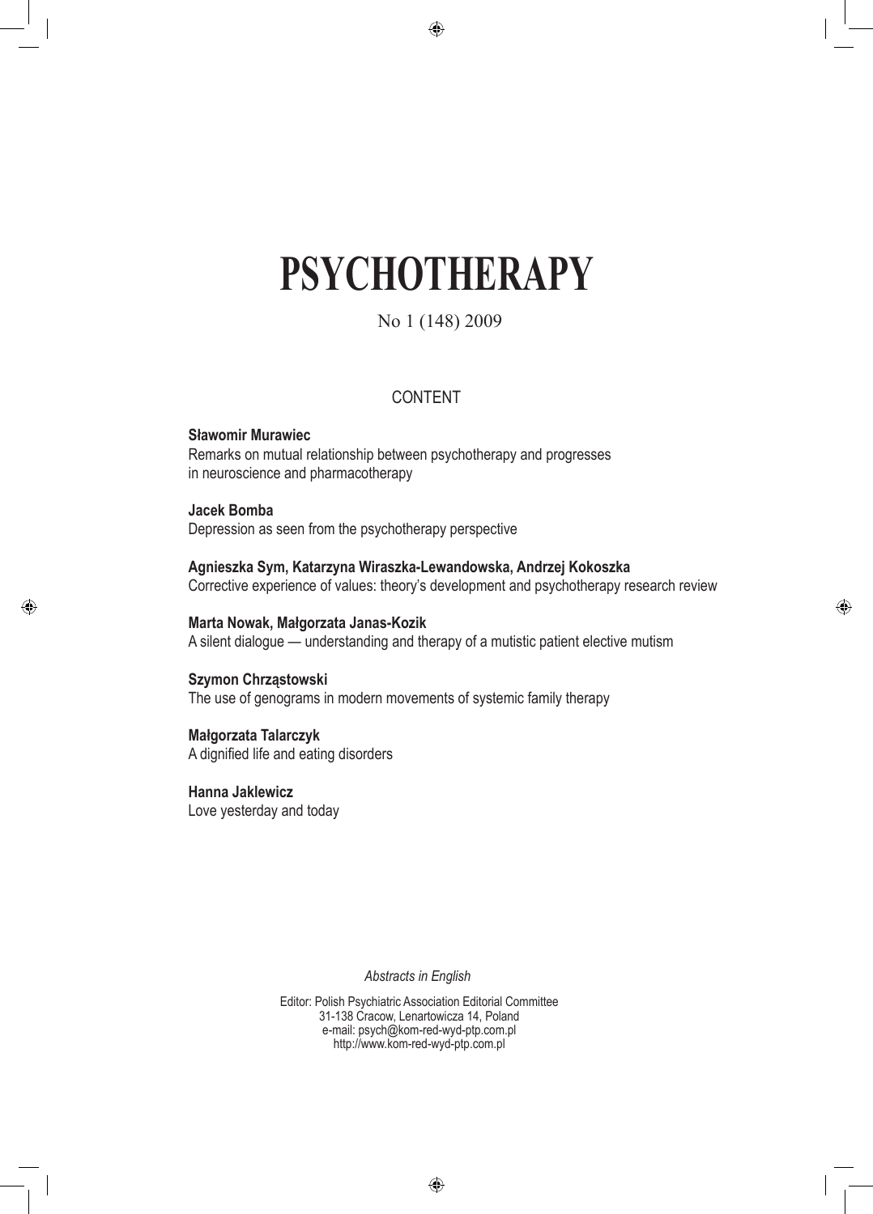# PSYCHOTHERAPY

No 1 (148) 2009

## CONTENT

**Sławomir Murawiec**
Remarks on mutual relationship between psychotherapy and progresses in neuroscience and pharmacotherapy

**Jacek Bomba**
Depression as seen from the psychotherapy perspective

**Agnieszka Sym, Katarzyna Wiraszka-Lewandowska, Andrzej Kokoszka**
Corrective experience of values: theory's development and psychotherapy research review

**Marta Nowak, Małgorzata Janas-Kozik**
A silent dialogue — understanding and therapy of a mutistic patient elective mutism

**Szymon Chrząstowski**
The use of genograms in modern movements of systemic family therapy

**Małgorzata Talarczyk**
A dignified life and eating disorders

**Hanna Jaklewicz**
Love yesterday and today

*Abstracts in English*

Editor: Polish Psychiatric Association Editorial Committee
31-138 Cracow, Lenartowicza 14, Poland
e-mail: psych@kom-red-wyd-ptp.com.pl
http://www.kom-red-wyd-ptp.com.pl